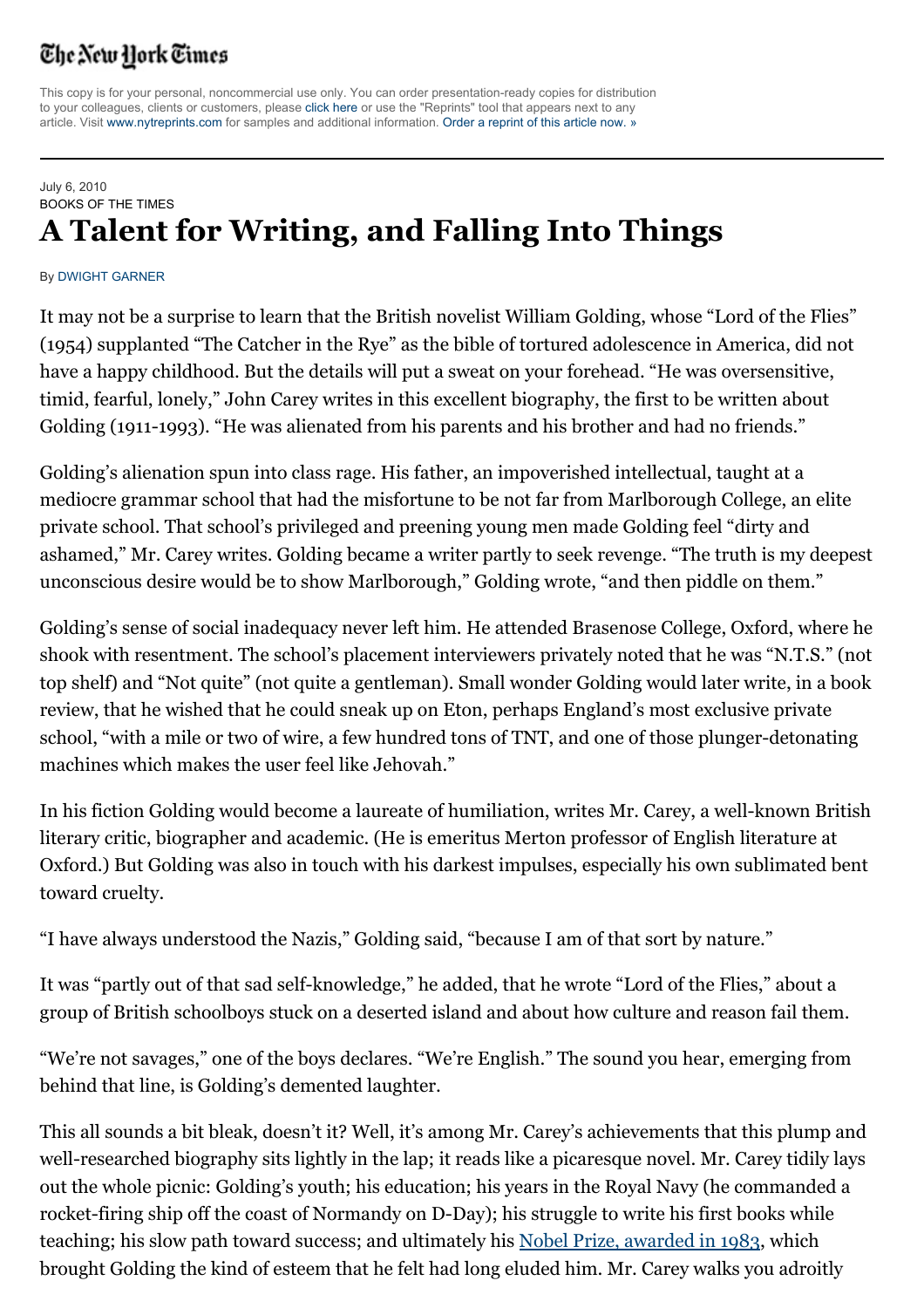The New York Times

This copy is for your personal, noncommercial use only. You can order presentation-ready copies for distribution to your colleagues, clients or customers, please click here or use the "Reprints" tool that appears next to any article. Visit www.nytreprints.com for samples and additional information. Order a reprint of this article now. »

July 6, 2010

BOOKS OF THE TIMES

# A Talent for Writing, and Falling Into Things

By DWIGHT GARNER

It may not be a surprise to learn that the British novelist William Golding, whose "Lord of the Flies" (1954) supplanted "The Catcher in the Rye" as the bible of tortured adolescence in America, did not have a happy childhood. But the details will put a sweat on your forehead. "He was oversensitive, timid, fearful, lonely," John Carey writes in this excellent biography, the first to be written about Golding (1911-1993). "He was alienated from his parents and his brother and had no friends."

Golding's alienation spun into class rage. His father, an impoverished intellectual, taught at a mediocre grammar school that had the misfortune to be not far from Marlborough College, an elite private school. That school's privileged and preening young men made Golding feel "dirty and ashamed," Mr. Carey writes. Golding became a writer partly to seek revenge. "The truth is my deepest unconscious desire would be to show Marlborough," Golding wrote, "and then piddle on them."

Golding's sense of social inadequacy never left him. He attended Brasenose College, Oxford, where he shook with resentment. The school's placement interviewers privately noted that he was "N.T.S." (not top shelf) and "Not quite" (not quite a gentleman). Small wonder Golding would later write, in a book review, that he wished that he could sneak up on Eton, perhaps England's most exclusive private school, "with a mile or two of wire, a few hundred tons of TNT, and one of those plunger-detonating machines which makes the user feel like Jehovah."

In his fiction Golding would become a laureate of humiliation, writes Mr. Carey, a well-known British literary critic, biographer and academic. (He is emeritus Merton professor of English literature at Oxford.) But Golding was also in touch with his darkest impulses, especially his own sublimated bent toward cruelty.

"I have always understood the Nazis," Golding said, "because I am of that sort by nature."

It was "partly out of that sad self-knowledge," he added, that he wrote "Lord of the Flies," about a group of British schoolboys stuck on a deserted island and about how culture and reason fail them.

"We're not savages," one of the boys declares. "We're English." The sound you hear, emerging from behind that line, is Golding's demented laughter.

This all sounds a bit bleak, doesn't it? Well, it's among Mr. Carey's achievements that this plump and well-researched biography sits lightly in the lap; it reads like a picaresque novel. Mr. Carey tidily lays out the whole picnic: Golding's youth; his education; his years in the Royal Navy (he commanded a rocket-firing ship off the coast of Normandy on D-Day); his struggle to write his first books while teaching; his slow path toward success; and ultimately his Nobel Prize, awarded in 1983, which brought Golding the kind of esteem that he felt had long eluded him. Mr. Carey walks you adroitly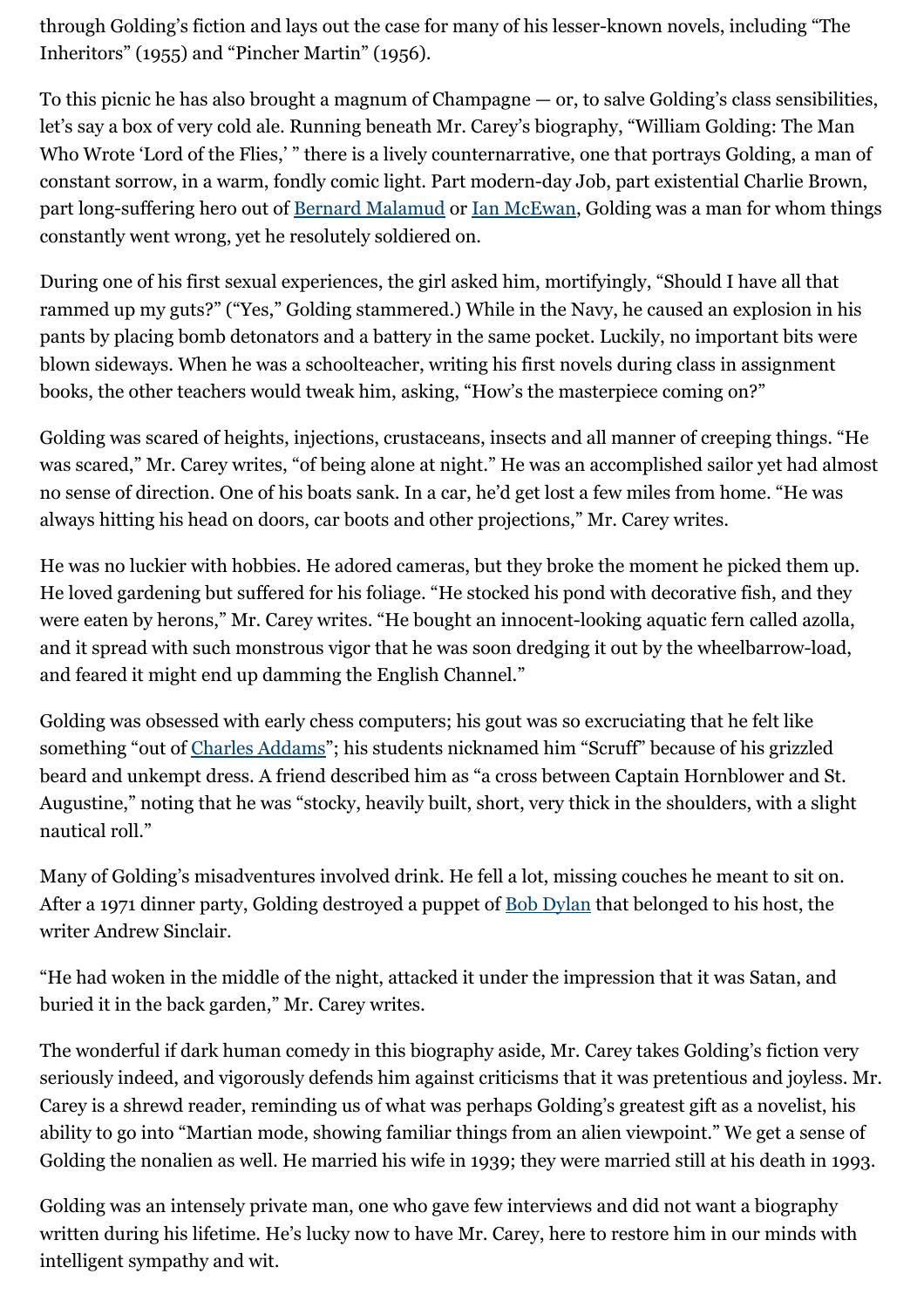through Golding's fiction and lays out the case for many of his lesser-known novels, including "The Inheritors" (1955) and "Pincher Martin" (1956).

To this picnic he has also brought a magnum of Champagne — or, to salve Golding's class sensibilities, let's say a box of very cold ale. Running beneath Mr. Carey's biography, "William Golding: The Man Who Wrote 'Lord of the Flies,' " there is a lively counternarrative, one that portrays Golding, a man of constant sorrow, in a warm, fondly comic light. Part modern-day Job, part existential Charlie Brown, part long-suffering hero out of Bernard Malamud or Ian McEwan, Golding was a man for whom things constantly went wrong, yet he resolutely soldiered on.

During one of his first sexual experiences, the girl asked him, mortifyingly, "Should I have all that rammed up my guts?" ("Yes," Golding stammered.) While in the Navy, he caused an explosion in his pants by placing bomb detonators and a battery in the same pocket. Luckily, no important bits were blown sideways. When he was a schoolteacher, writing his first novels during class in assignment books, the other teachers would tweak him, asking, "How's the masterpiece coming on?"

Golding was scared of heights, injections, crustaceans, insects and all manner of creeping things. "He was scared," Mr. Carey writes, "of being alone at night." He was an accomplished sailor yet had almost no sense of direction. One of his boats sank. In a car, he'd get lost a few miles from home. "He was always hitting his head on doors, car boots and other projections," Mr. Carey writes.

He was no luckier with hobbies. He adored cameras, but they broke the moment he picked them up. He loved gardening but suffered for his foliage. "He stocked his pond with decorative fish, and they were eaten by herons," Mr. Carey writes. "He bought an innocent-looking aquatic fern called azolla, and it spread with such monstrous vigor that he was soon dredging it out by the wheelbarrow-load, and feared it might end up damming the English Channel."

Golding was obsessed with early chess computers; his gout was so excruciating that he felt like something "out of Charles Addams"; his students nicknamed him "Scruff" because of his grizzled beard and unkempt dress. A friend described him as "a cross between Captain Hornblower and St. Augustine," noting that he was "stocky, heavily built, short, very thick in the shoulders, with a slight nautical roll."

Many of Golding's misadventures involved drink. He fell a lot, missing couches he meant to sit on. After a 1971 dinner party, Golding destroyed a puppet of Bob Dylan that belonged to his host, the writer Andrew Sinclair.

"He had woken in the middle of the night, attacked it under the impression that it was Satan, and buried it in the back garden," Mr. Carey writes.

The wonderful if dark human comedy in this biography aside, Mr. Carey takes Golding's fiction very seriously indeed, and vigorously defends him against criticisms that it was pretentious and joyless. Mr. Carey is a shrewd reader, reminding us of what was perhaps Golding's greatest gift as a novelist, his ability to go into "Martian mode, showing familiar things from an alien viewpoint." We get a sense of Golding the nonalien as well. He married his wife in 1939; they were married still at his death in 1993.

Golding was an intensely private man, one who gave few interviews and did not want a biography written during his lifetime. He's lucky now to have Mr. Carey, here to restore him in our minds with intelligent sympathy and wit.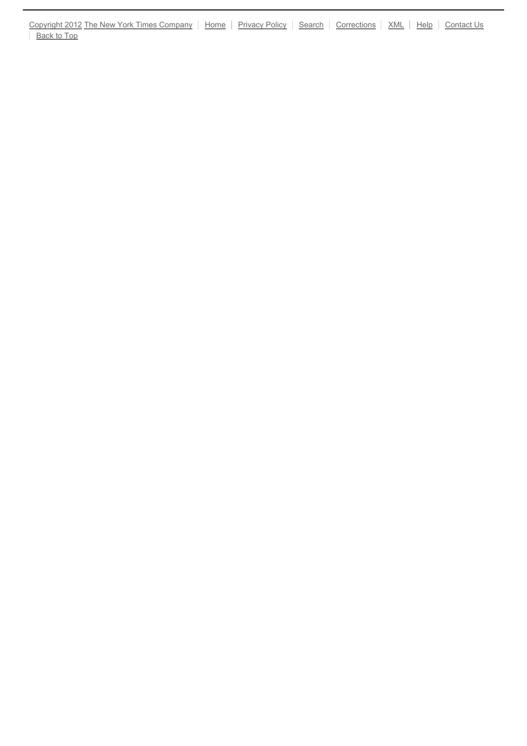Copyright 2012 The New York Times Company | Home | Privacy Policy | Search | Corrections | XML | Help | Contact Us | Back to Top